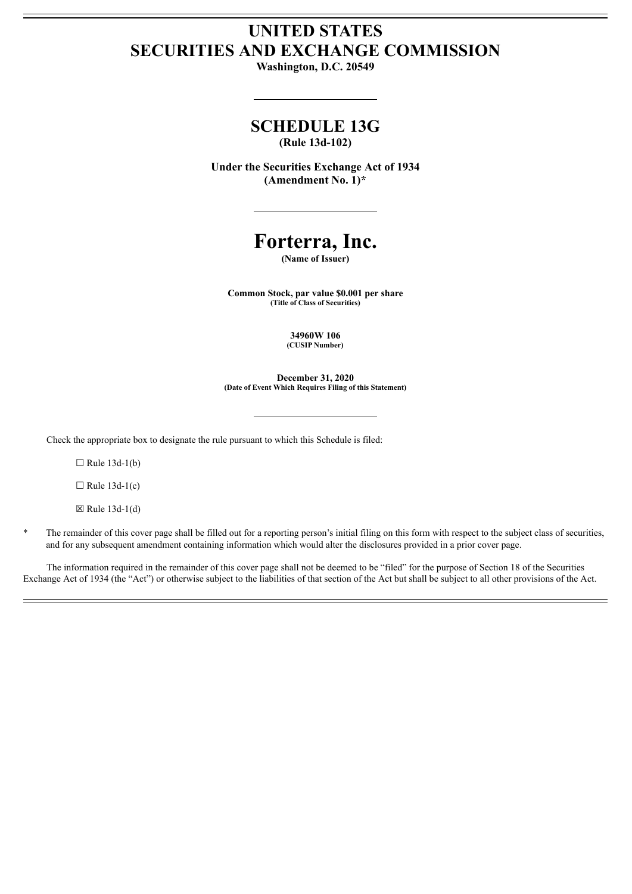# UNITED STATES
# SECURITIES AND EXCHANGE COMMISSION

**Washington, D.C. 20549**

---

## SCHEDULE 13G

**(Rule 13d-102)**

**Under the Securities Exchange Act of 1934**
**(Amendment No. 1)***

---

# Forterra, Inc.

**(Name of Issuer)**

**Common Stock, par value $0.001 per share**
**(Title of Class of Securities)**

**34960W 106**
**(CUSIP Number)**

**December 31, 2020**
**(Date of Event Which Requires Filing of this Statement)**

---

Check the appropriate box to designate the rule pursuant to which this Schedule is filed:

☐ Rule 13d-1(b)

☐ Rule 13d-1(c)

☒ Rule 13d-1(d)

\* The remainder of this cover page shall be filled out for a reporting person's initial filing on this form with respect to the subject class of securities, and for any subsequent amendment containing information which would alter the disclosures provided in a prior cover page.

The information required in the remainder of this cover page shall not be deemed to be "filed" for the purpose of Section 18 of the Securities Exchange Act of 1934 (the "Act") or otherwise subject to the liabilities of that section of the Act but shall be subject to all other provisions of the Act.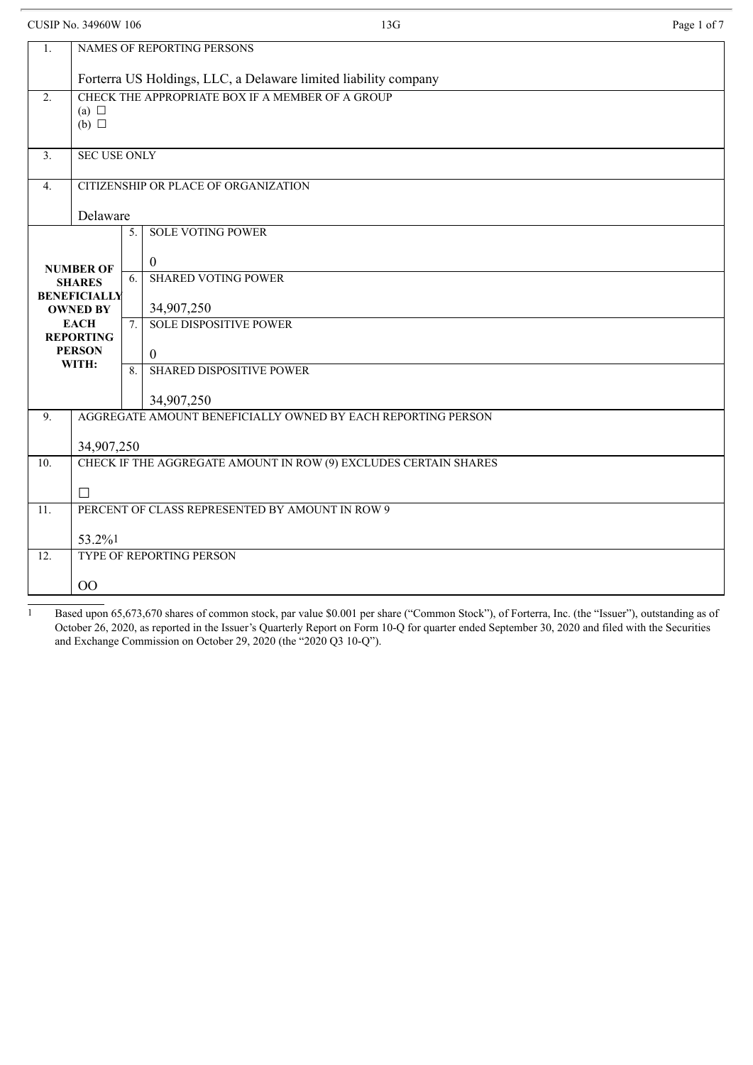| 1. | NAMES OF REPORTING PERSONS<br><br>Forterra US Holdings, LLC, a Delaware limited liability company | | |
|---|---|---|---|
| 2. | CHECK THE APPROPRIATE BOX IF A MEMBER OF A GROUP<br>(a) ☐<br>(b) ☐ | | |
| 3. | SEC USE ONLY | | |
| 4. | CITIZENSHIP OR PLACE OF ORGANIZATION<br><br>Delaware | | |
| NUMBER OF SHARES BENEFICIALLY OWNED BY EACH REPORTING PERSON WITH: | | 5. | SOLE VOTING POWER<br><br>0 |
| | | 6. | SHARED VOTING POWER<br><br>34,907,250 |
| | | 7. | SOLE DISPOSITIVE POWER<br><br>0 |
| | | 8. | SHARED DISPOSITIVE POWER<br><br>34,907,250 |
| 9. | AGGREGATE AMOUNT BENEFICIALLY OWNED BY EACH REPORTING PERSON<br><br>34,907,250 | | |
| 10. | CHECK IF THE AGGREGATE AMOUNT IN ROW (9) EXCLUDES CERTAIN SHARES<br><br>☐ | | |
| 11. | PERCENT OF CLASS REPRESENTED BY AMOUNT IN ROW 9<br><br>53.2%[1] | | |
| 12. | TYPE OF REPORTING PERSON<br><br>OO | | |

[1] Based upon 65,673,670 shares of common stock, par value $0.001 per share ("Common Stock"), of Forterra, Inc. (the "Issuer"), outstanding as of October 26, 2020, as reported in the Issuer's Quarterly Report on Form 10-Q for quarter ended September 30, 2020 and filed with the Securities and Exchange Commission on October 29, 2020 (the "2020 Q3 10-Q").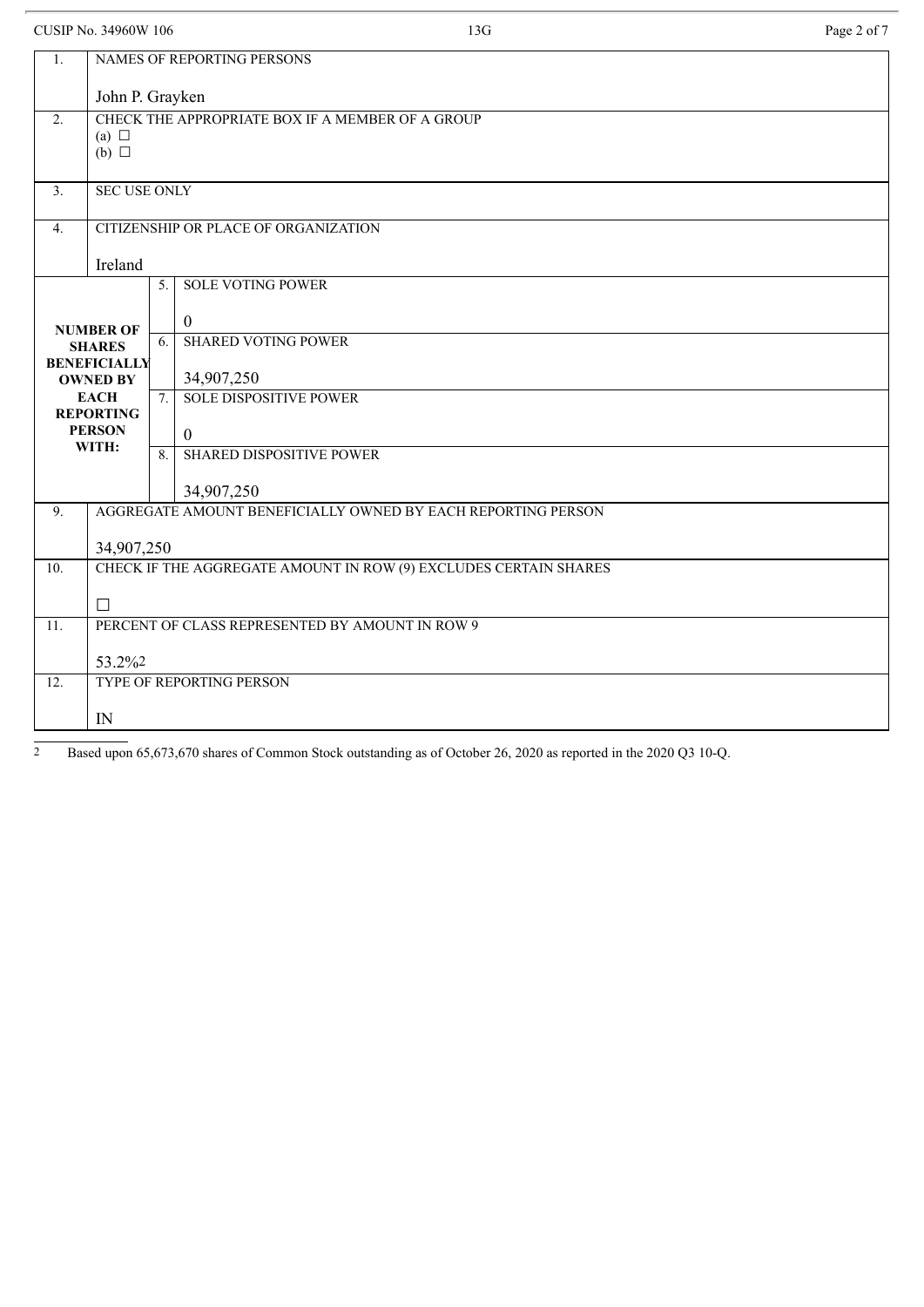CUSIP No. 34960W 106 | 13G

| | | | |
|---|---|---|---|
| 1. | NAMES OF REPORTING PERSONS<br><br>John P. Grayken | | |
| 2. | CHECK THE APPROPRIATE BOX IF A MEMBER OF A GROUP<br>(a) ☐<br>(b) ☐ | | |
| 3. | SEC USE ONLY | | |
| 4. | CITIZENSHIP OR PLACE OF ORGANIZATION<br><br>Ireland | | |
| NUMBER OF SHARES BENEFICIALLY OWNED BY EACH REPORTING PERSON WITH: | | 5. | SOLE VOTING POWER<br><br>0 |
| | | 6. | SHARED VOTING POWER<br><br>34,907,250 |
| | | 7. | SOLE DISPOSITIVE POWER<br><br>0 |
| | | 8. | SHARED DISPOSITIVE POWER<br><br>34,907,250 |
| 9. | AGGREGATE AMOUNT BENEFICIALLY OWNED BY EACH REPORTING PERSON<br><br>34,907,250 | | |
| 10. | CHECK IF THE AGGREGATE AMOUNT IN ROW (9) EXCLUDES CERTAIN SHARES<br><br>☐ | | |
| 11. | PERCENT OF CLASS REPRESENTED BY AMOUNT IN ROW 9<br><br>53.2%[2] | | |
| 12. | TYPE OF REPORTING PERSON<br><br>IN | | |

[2] Based upon 65,673,670 shares of Common Stock outstanding as of October 26, 2020 as reported in the 2020 Q3 10-Q.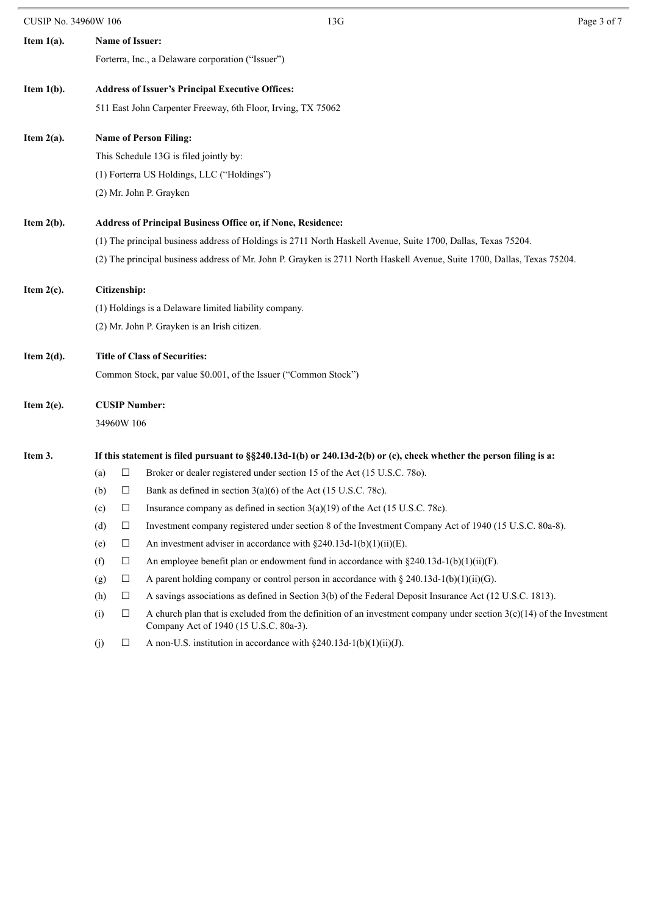**Item 1(a). Name of Issuer:**

Forterra, Inc., a Delaware corporation ("Issuer")

**Item 1(b). Address of Issuer's Principal Executive Offices:**

511 East John Carpenter Freeway, 6th Floor, Irving, TX 75062

**Item 2(a). Name of Person Filing:**

This Schedule 13G is filed jointly by:

(1) Forterra US Holdings, LLC ("Holdings")

(2) Mr. John P. Grayken

**Item 2(b). Address of Principal Business Office or, if None, Residence:**

(1) The principal business address of Holdings is 2711 North Haskell Avenue, Suite 1700, Dallas, Texas 75204.

(2) The principal business address of Mr. John P. Grayken is 2711 North Haskell Avenue, Suite 1700, Dallas, Texas 75204.

**Item 2(c). Citizenship:**

(1) Holdings is a Delaware limited liability company.

(2) Mr. John P. Grayken is an Irish citizen.

**Item 2(d). Title of Class of Securities:**

Common Stock, par value $0.001, of the Issuer ("Common Stock")

**Item 2(e). CUSIP Number:**

34960W 106

**Item 3. If this statement is filed pursuant to §§240.13d-1(b) or 240.13d-2(b) or (c), check whether the person filing is a:**

(a) ☐ Broker or dealer registered under section 15 of the Act (15 U.S.C. 78o).

(b) ☐ Bank as defined in section 3(a)(6) of the Act (15 U.S.C. 78c).

(c) ☐ Insurance company as defined in section 3(a)(19) of the Act (15 U.S.C. 78c).

(d) ☐ Investment company registered under section 8 of the Investment Company Act of 1940 (15 U.S.C. 80a-8).

(e) ☐ An investment adviser in accordance with §240.13d-1(b)(1)(ii)(E).

(f) ☐ An employee benefit plan or endowment fund in accordance with §240.13d-1(b)(1)(ii)(F).

(g) ☐ A parent holding company or control person in accordance with § 240.13d-1(b)(1)(ii)(G).

(h) ☐ A savings associations as defined in Section 3(b) of the Federal Deposit Insurance Act (12 U.S.C. 1813).

(i) ☐ A church plan that is excluded from the definition of an investment company under section 3(c)(14) of the Investment Company Act of 1940 (15 U.S.C. 80a-3).

(j) ☐ A non-U.S. institution in accordance with §240.13d-1(b)(1)(ii)(J).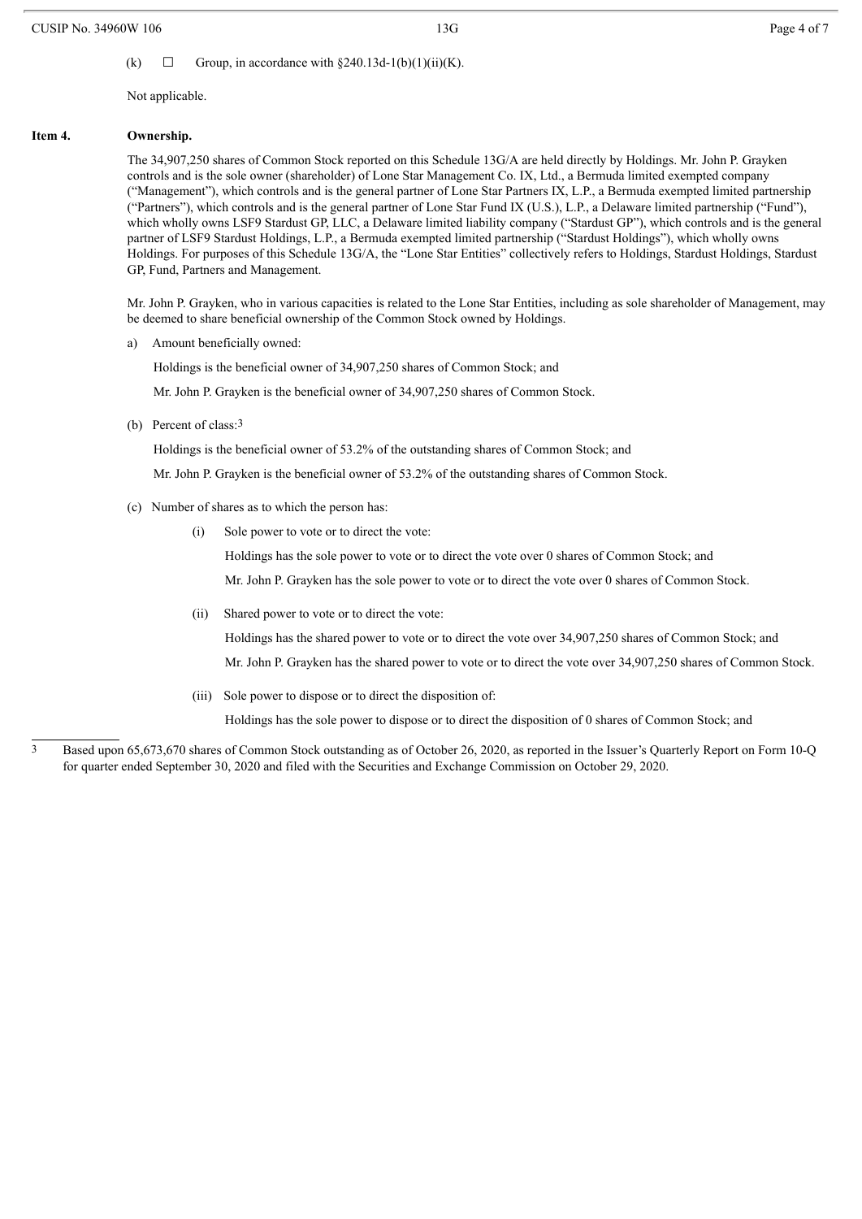(k) ☐ Group, in accordance with §240.13d-1(b)(1)(ii)(K).

Not applicable.

**Item 4. Ownership.**

The 34,907,250 shares of Common Stock reported on this Schedule 13G/A are held directly by Holdings. Mr. John P. Grayken controls and is the sole owner (shareholder) of Lone Star Management Co. IX, Ltd., a Bermuda limited exempted company ("Management"), which controls and is the general partner of Lone Star Partners IX, L.P., a Bermuda exempted limited partnership ("Partners"), which controls and is the general partner of Lone Star Fund IX (U.S.), L.P., a Delaware limited partnership ("Fund"), which wholly owns LSF9 Stardust GP, LLC, a Delaware limited liability company ("Stardust GP"), which controls and is the general partner of LSF9 Stardust Holdings, L.P., a Bermuda exempted limited partnership ("Stardust Holdings"), which wholly owns Holdings. For purposes of this Schedule 13G/A, the "Lone Star Entities" collectively refers to Holdings, Stardust Holdings, Stardust GP, Fund, Partners and Management.

Mr. John P. Grayken, who in various capacities is related to the Lone Star Entities, including as sole shareholder of Management, may be deemed to share beneficial ownership of the Common Stock owned by Holdings.

a) Amount beneficially owned:

Holdings is the beneficial owner of 34,907,250 shares of Common Stock; and

Mr. John P. Grayken is the beneficial owner of 34,907,250 shares of Common Stock.

(b) Percent of class:[3]

Holdings is the beneficial owner of 53.2% of the outstanding shares of Common Stock; and

Mr. John P. Grayken is the beneficial owner of 53.2% of the outstanding shares of Common Stock.

(c) Number of shares as to which the person has:

(i) Sole power to vote or to direct the vote:

Holdings has the sole power to vote or to direct the vote over 0 shares of Common Stock; and

Mr. John P. Grayken has the sole power to vote or to direct the vote over 0 shares of Common Stock.

(ii) Shared power to vote or to direct the vote:

Holdings has the shared power to vote or to direct the vote over 34,907,250 shares of Common Stock; and

Mr. John P. Grayken has the shared power to vote or to direct the vote over 34,907,250 shares of Common Stock.

(iii) Sole power to dispose or to direct the disposition of:

Holdings has the sole power to dispose or to direct the disposition of 0 shares of Common Stock; and

[3] Based upon 65,673,670 shares of Common Stock outstanding as of October 26, 2020, as reported in the Issuer's Quarterly Report on Form 10-Q for quarter ended September 30, 2020 and filed with the Securities and Exchange Commission on October 29, 2020.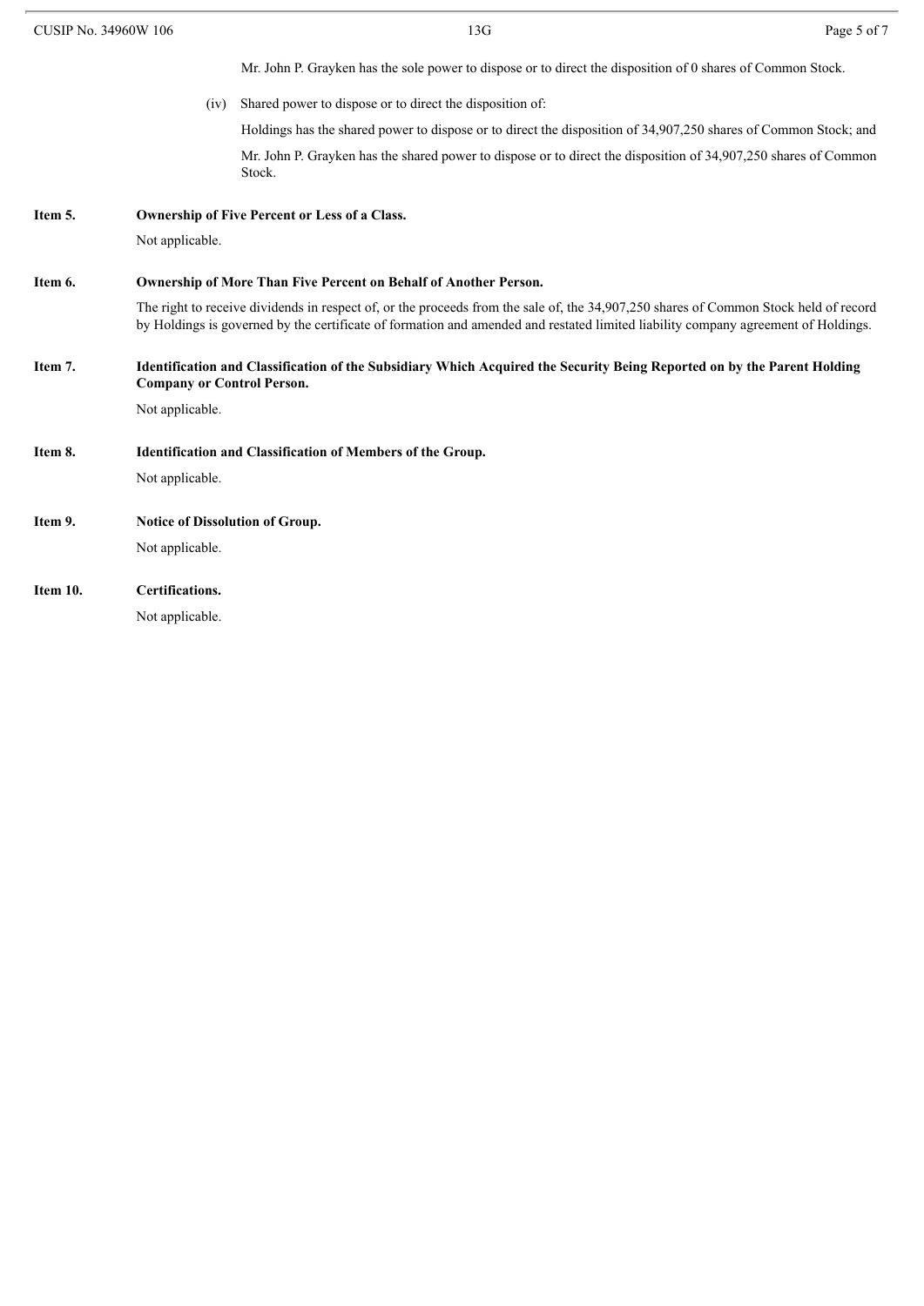Mr. John P. Grayken has the sole power to dispose or to direct the disposition of 0 shares of Common Stock.

(iv) Shared power to dispose or to direct the disposition of:

Holdings has the shared power to dispose or to direct the disposition of 34,907,250 shares of Common Stock; and

Mr. John P. Grayken has the shared power to dispose or to direct the disposition of 34,907,250 shares of Common Stock.

**Item 5. Ownership of Five Percent or Less of a Class.**

Not applicable.

**Item 6. Ownership of More Than Five Percent on Behalf of Another Person.**

The right to receive dividends in respect of, or the proceeds from the sale of, the 34,907,250 shares of Common Stock held of record by Holdings is governed by the certificate of formation and amended and restated limited liability company agreement of Holdings.

**Item 7. Identification and Classification of the Subsidiary Which Acquired the Security Being Reported on by the Parent Holding Company or Control Person.**

Not applicable.

**Item 8. Identification and Classification of Members of the Group.**

Not applicable.

**Item 9. Notice of Dissolution of Group.**

Not applicable.

**Item 10. Certifications.**

Not applicable.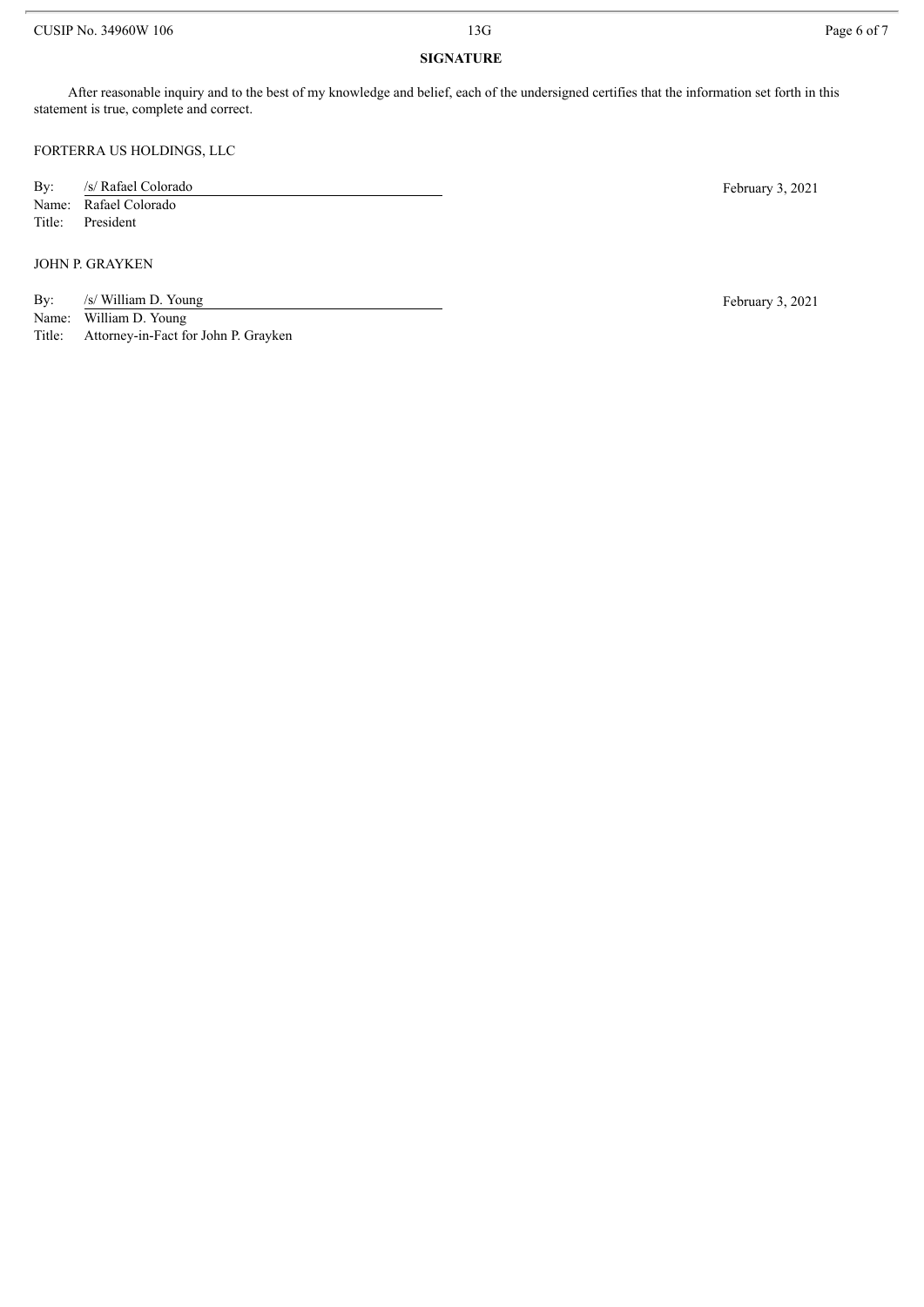## SIGNATURE

After reasonable inquiry and to the best of my knowledge and belief, each of the undersigned certifies that the information set forth in this statement is true, complete and correct.

FORTERRA US HOLDINGS, LLC

By: /s/ Rafael Colorado
Name: Rafael Colorado
Title: President

February 3, 2021

JOHN P. GRAYKEN

By: /s/ William D. Young
Name: William D. Young
Title: Attorney-in-Fact for John P. Grayken

February 3, 2021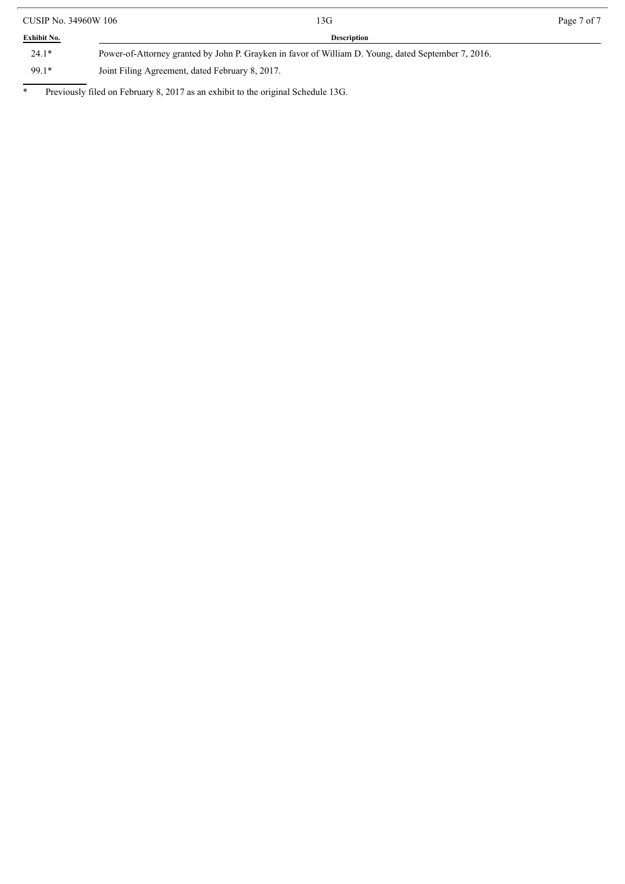| Exhibit No. | Description |
|---|---|
| 24.1* | Power-of-Attorney granted by John P. Grayken in favor of William D. Young, dated September 7, 2016. |
| 99.1* | Joint Filing Agreement, dated February 8, 2017. |

* Previously filed on February 8, 2017 as an exhibit to the original Schedule 13G.